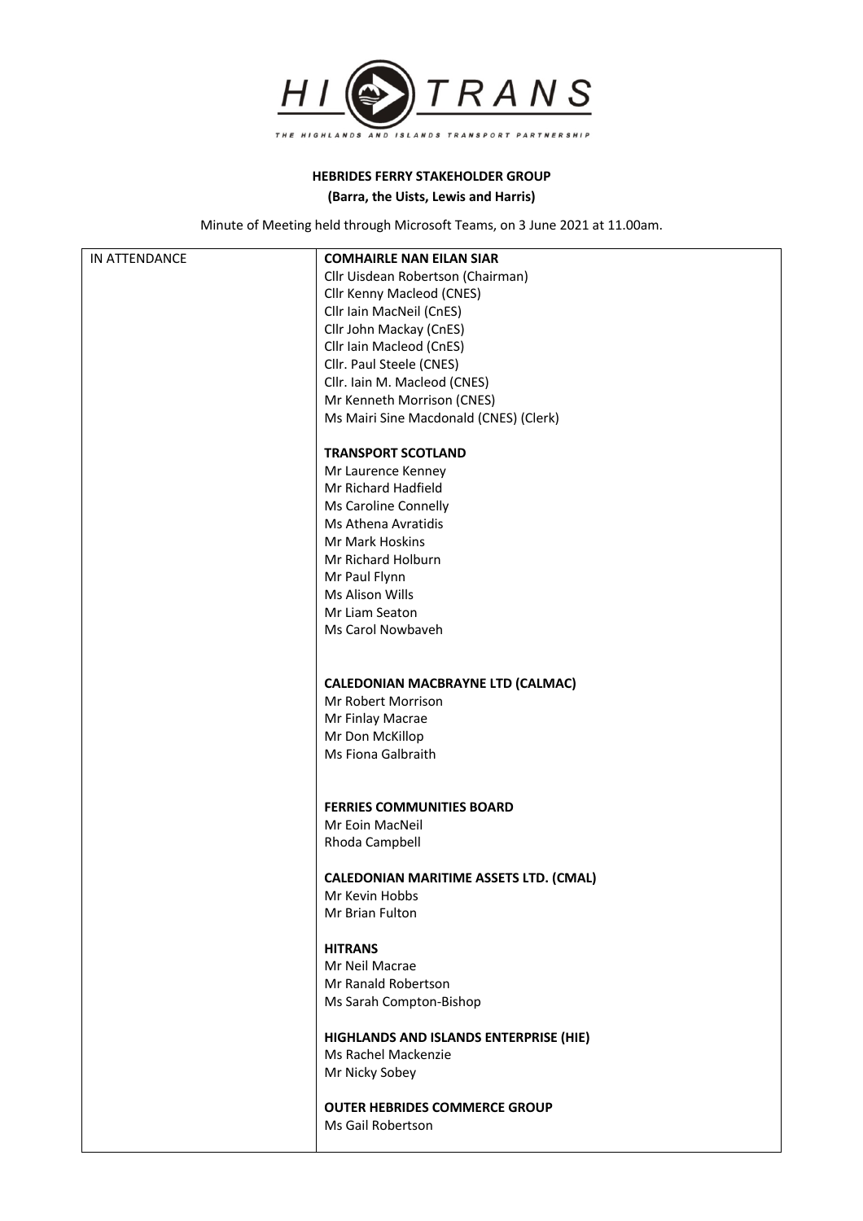**HEBRIDES FERRY STAKEHOLDER GROUP**
**(Barra, the Uists, Lewis and Harris)**

Minute of Meeting held through Microsoft Teams, on 3 June 2021 at 11.00am.

| IN ATTENDANCE | |
|---|---|
| | **COMHAIRLE NAN EILAN SIAR** |
| | Cllr Uisdean Robertson (Chairman) |
| | Cllr Kenny Macleod (CNES) |
| | Cllr Iain MacNeil (CnES) |
| | Cllr John Mackay (CnES) |
| | Cllr Iain Macleod (CnES) |
| | Cllr. Paul Steele (CNES) |
| | Cllr. Iain M. Macleod (CNES) |
| | Mr Kenneth Morrison (CNES) |
| | Ms Mairi Sine Macdonald (CNES) (Clerk) |
| | |
| | **TRANSPORT SCOTLAND** |
| | Mr Laurence Kenney |
| | Mr Richard Hadfield |
| | Ms Caroline Connelly |
| | Ms Athena Avratidis |
| | Mr Mark Hoskins |
| | Mr Richard Holburn |
| | Mr Paul Flynn |
| | Ms Alison Wills |
| | Mr Liam Seaton |
| | Ms Carol Nowbaveh |
| | |
| | **CALEDONIAN MACBRAYNE LTD (CALMAC)** |
| | Mr Robert Morrison |
| | Mr Finlay Macrae |
| | Mr Don McKillop |
| | Ms Fiona Galbraith |
| | |
| | **FERRIES COMMUNITIES BOARD** |
| | Mr Eoin MacNeil |
| | Rhoda Campbell |
| | |
| | **CALEDONIAN MARITIME ASSETS LTD. (CMAL)** |
| | Mr Kevin Hobbs |
| | Mr Brian Fulton |
| | |
| | **HITRANS** |
| | Mr Neil Macrae |
| | Mr Ranald Robertson |
| | Ms Sarah Compton-Bishop |
| | |
| | **HIGHLANDS AND ISLANDS ENTERPRISE (HIE)** |
| | Ms Rachel Mackenzie |
| | Mr Nicky Sobey |
| | |
| | **OUTER HEBRIDES COMMERCE GROUP** |
| | Ms Gail Robertson |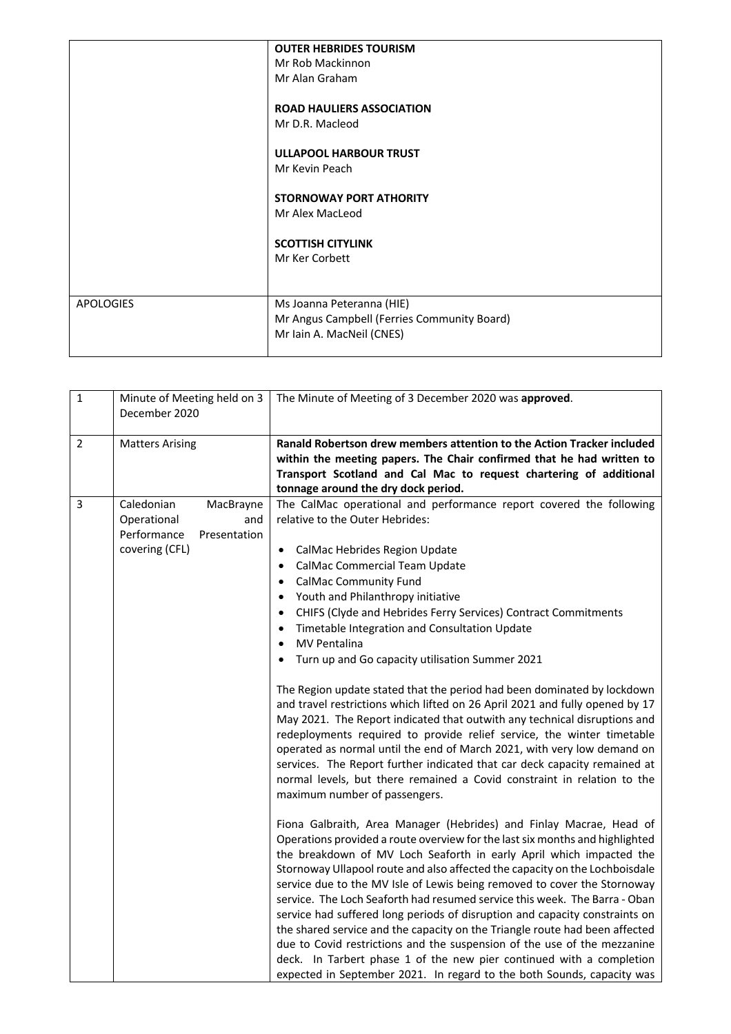| | |
|---|---|
| | **OUTER HEBRIDES TOURISM**<br>Mr Rob Mackinnon<br>Mr Alan Graham<br><br>**ROAD HAULIERS ASSOCIATION**<br>Mr D.R. Macleod<br><br>**ULLAPOOL HARBOUR TRUST**<br>Mr Kevin Peach<br><br>**STORNOWAY PORT ATHORITY**<br>Mr Alex MacLeod<br><br>**SCOTTISH CITYLINK**<br>Mr Ker Corbett |
| APOLOGIES | Ms Joanna Peteranna (HIE)<br>Mr Angus Campbell (Ferries Community Board)<br>Mr Iain A. MacNeil (CNES) |

| | | |
|---|---|---|
| 1 | Minute of Meeting held on 3 December 2020 | The Minute of Meeting of 3 December 2020 was **approved**. |
| 2 | Matters Arising | **Ranald Robertson drew members attention to the Action Tracker included within the meeting papers. The Chair confirmed that he had written to Transport Scotland and Cal Mac to request chartering of additional tonnage around the dry dock period.** |
| 3 | Caledonian MacBrayne Operational and Performance Presentation covering (CFL) | The CalMac operational and performance report covered the following relative to the Outer Hebrides:<br><br>• CalMac Hebrides Region Update<br>• CalMac Commercial Team Update<br>• CalMac Community Fund<br>• Youth and Philanthropy initiative<br>• CHIFS (Clyde and Hebrides Ferry Services) Contract Commitments<br>• Timetable Integration and Consultation Update<br>• MV Pentalina<br>• Turn up and Go capacity utilisation Summer 2021<br><br>The Region update stated that the period had been dominated by lockdown and travel restrictions which lifted on 26 April 2021 and fully opened by 17 May 2021. The Report indicated that outwith any technical disruptions and redeployments required to provide relief service, the winter timetable operated as normal until the end of March 2021, with very low demand on services. The Report further indicated that car deck capacity remained at normal levels, but there remained a Covid constraint in relation to the maximum number of passengers.<br><br>Fiona Galbraith, Area Manager (Hebrides) and Finlay Macrae, Head of Operations provided a route overview for the last six months and highlighted the breakdown of MV Loch Seaforth in early April which impacted the Stornoway Ullapool route and also affected the capacity on the Lochboisdale service due to the MV Isle of Lewis being removed to cover the Stornoway service. The Loch Seaforth had resumed service this week. The Barra - Oban service had suffered long periods of disruption and capacity constraints on the shared service and the capacity on the Triangle route had been affected due to Covid restrictions and the suspension of the use of the mezzanine deck. In Tarbert phase 1 of the new pier continued with a completion expected in September 2021. In regard to the both Sounds, capacity was |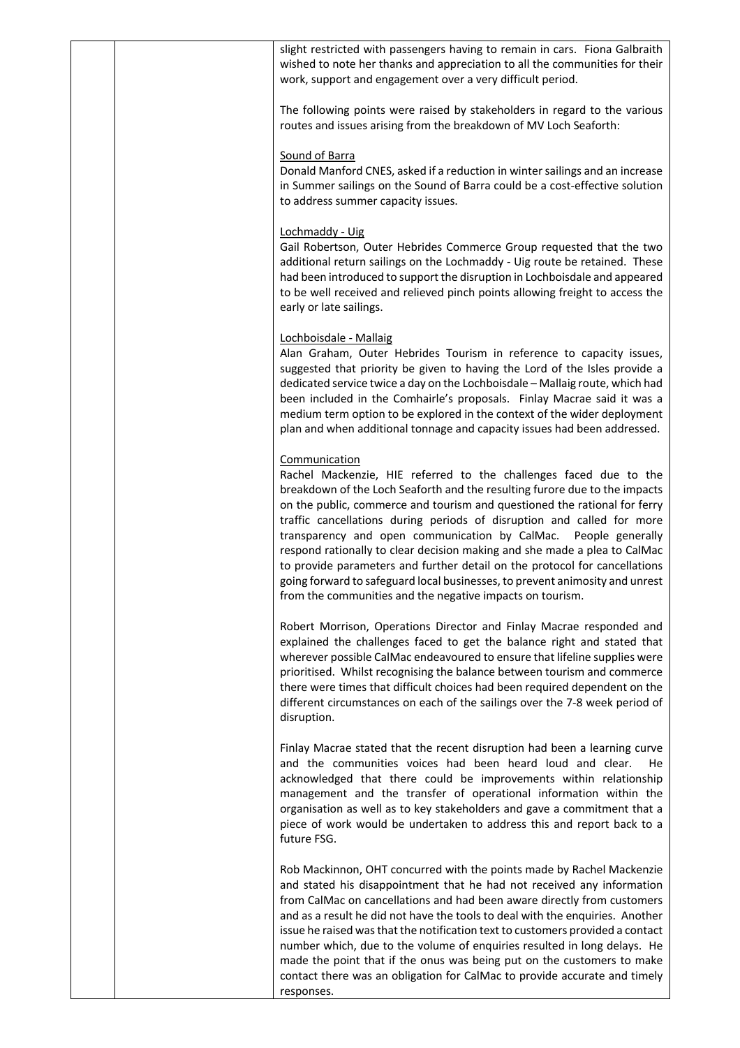slight restricted with passengers having to remain in cars. Fiona Galbraith wished to note her thanks and appreciation to all the communities for their work, support and engagement over a very difficult period.

The following points were raised by stakeholders in regard to the various routes and issues arising from the breakdown of MV Loch Seaforth:

Sound of Barra

Donald Manford CNES, asked if a reduction in winter sailings and an increase in Summer sailings on the Sound of Barra could be a cost-effective solution to address summer capacity issues.

Lochmaddy - Uig

Gail Robertson, Outer Hebrides Commerce Group requested that the two additional return sailings on the Lochmaddy - Uig route be retained. These had been introduced to support the disruption in Lochboisdale and appeared to be well received and relieved pinch points allowing freight to access the early or late sailings.

Lochboisdale - Mallaig

Alan Graham, Outer Hebrides Tourism in reference to capacity issues, suggested that priority be given to having the Lord of the Isles provide a dedicated service twice a day on the Lochboisdale – Mallaig route, which had been included in the Comhairle's proposals. Finlay Macrae said it was a medium term option to be explored in the context of the wider deployment plan and when additional tonnage and capacity issues had been addressed.

Communication

Rachel Mackenzie, HIE referred to the challenges faced due to the breakdown of the Loch Seaforth and the resulting furore due to the impacts on the public, commerce and tourism and questioned the rational for ferry traffic cancellations during periods of disruption and called for more transparency and open communication by CalMac. People generally respond rationally to clear decision making and she made a plea to CalMac to provide parameters and further detail on the protocol for cancellations going forward to safeguard local businesses, to prevent animosity and unrest from the communities and the negative impacts on tourism.

Robert Morrison, Operations Director and Finlay Macrae responded and explained the challenges faced to get the balance right and stated that wherever possible CalMac endeavoured to ensure that lifeline supplies were prioritised. Whilst recognising the balance between tourism and commerce there were times that difficult choices had been required dependent on the different circumstances on each of the sailings over the 7-8 week period of disruption.

Finlay Macrae stated that the recent disruption had been a learning curve and the communities voices had been heard loud and clear. He acknowledged that there could be improvements within relationship management and the transfer of operational information within the organisation as well as to key stakeholders and gave a commitment that a piece of work would be undertaken to address this and report back to a future FSG.

Rob Mackinnon, OHT concurred with the points made by Rachel Mackenzie and stated his disappointment that he had not received any information from CalMac on cancellations and had been aware directly from customers and as a result he did not have the tools to deal with the enquiries. Another issue he raised was that the notification text to customers provided a contact number which, due to the volume of enquiries resulted in long delays. He made the point that if the onus was being put on the customers to make contact there was an obligation for CalMac to provide accurate and timely responses.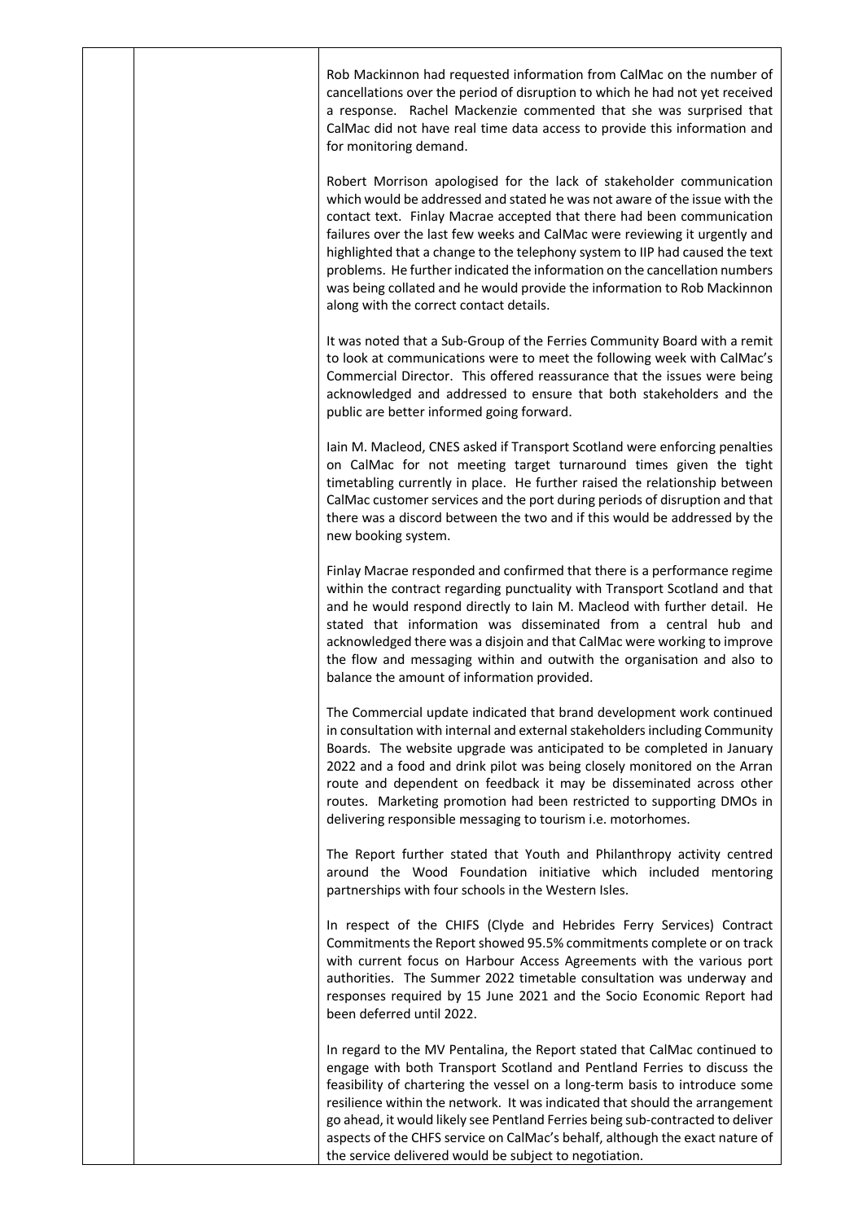Rob Mackinnon had requested information from CalMac on the number of cancellations over the period of disruption to which he had not yet received a response. Rachel Mackenzie commented that she was surprised that CalMac did not have real time data access to provide this information and for monitoring demand.

Robert Morrison apologised for the lack of stakeholder communication which would be addressed and stated he was not aware of the issue with the contact text. Finlay Macrae accepted that there had been communication failures over the last few weeks and CalMac were reviewing it urgently and highlighted that a change to the telephony system to IIP had caused the text problems. He further indicated the information on the cancellation numbers was being collated and he would provide the information to Rob Mackinnon along with the correct contact details.

It was noted that a Sub-Group of the Ferries Community Board with a remit to look at communications were to meet the following week with CalMac's Commercial Director. This offered reassurance that the issues were being acknowledged and addressed to ensure that both stakeholders and the public are better informed going forward.

Iain M. Macleod, CNES asked if Transport Scotland were enforcing penalties on CalMac for not meeting target turnaround times given the tight timetabling currently in place. He further raised the relationship between CalMac customer services and the port during periods of disruption and that there was a discord between the two and if this would be addressed by the new booking system.

Finlay Macrae responded and confirmed that there is a performance regime within the contract regarding punctuality with Transport Scotland and that and he would respond directly to Iain M. Macleod with further detail. He stated that information was disseminated from a central hub and acknowledged there was a disjoin and that CalMac were working to improve the flow and messaging within and outwith the organisation and also to balance the amount of information provided.

The Commercial update indicated that brand development work continued in consultation with internal and external stakeholders including Community Boards. The website upgrade was anticipated to be completed in January 2022 and a food and drink pilot was being closely monitored on the Arran route and dependent on feedback it may be disseminated across other routes. Marketing promotion had been restricted to supporting DMOs in delivering responsible messaging to tourism i.e. motorhomes.

The Report further stated that Youth and Philanthropy activity centred around the Wood Foundation initiative which included mentoring partnerships with four schools in the Western Isles.

In respect of the CHIFS (Clyde and Hebrides Ferry Services) Contract Commitments the Report showed 95.5% commitments complete or on track with current focus on Harbour Access Agreements with the various port authorities. The Summer 2022 timetable consultation was underway and responses required by 15 June 2021 and the Socio Economic Report had been deferred until 2022.

In regard to the MV Pentalina, the Report stated that CalMac continued to engage with both Transport Scotland and Pentland Ferries to discuss the feasibility of chartering the vessel on a long-term basis to introduce some resilience within the network. It was indicated that should the arrangement go ahead, it would likely see Pentland Ferries being sub-contracted to deliver aspects of the CHFS service on CalMac's behalf, although the exact nature of the service delivered would be subject to negotiation.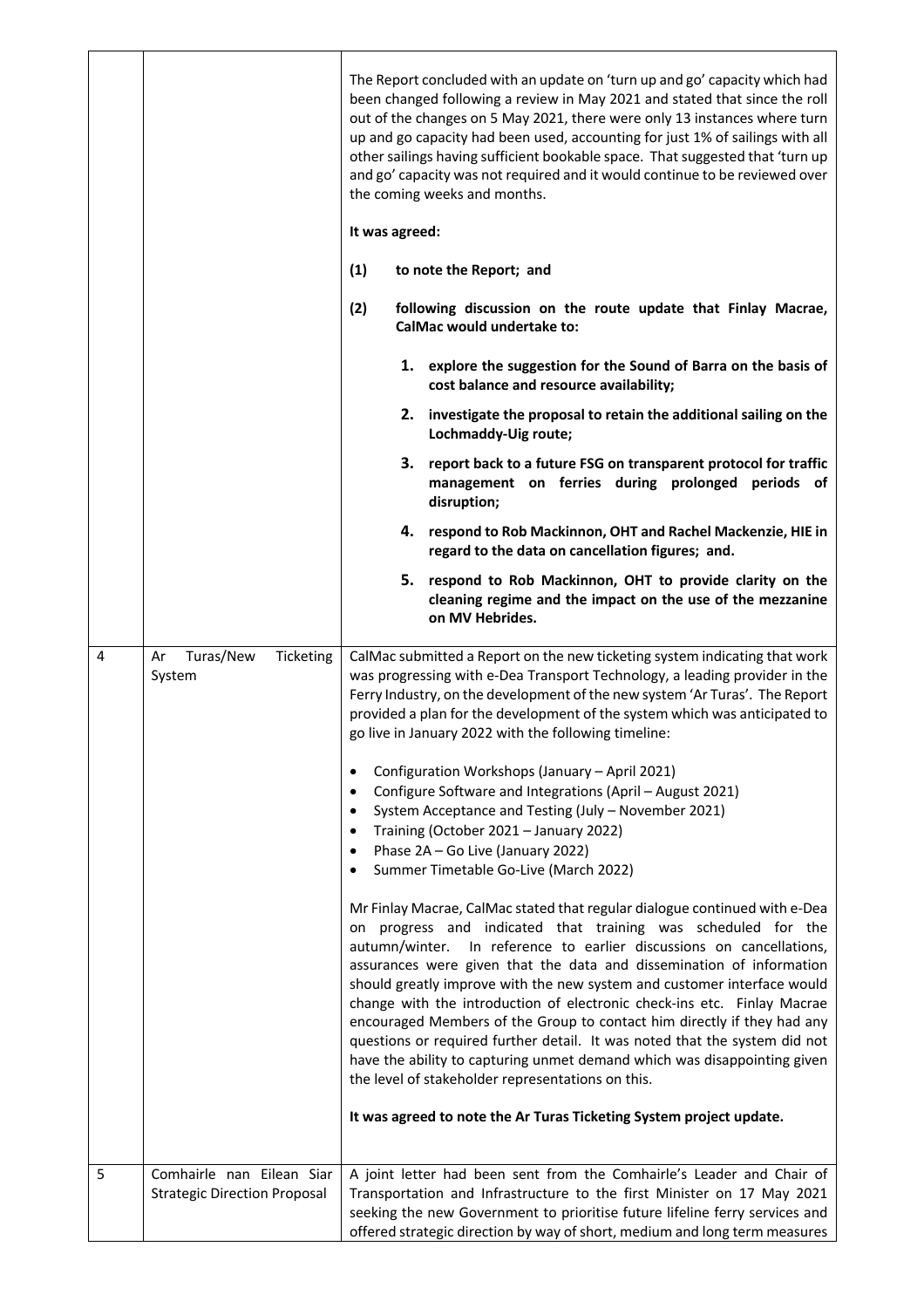| | | |
|---|---|---|
| | | The Report concluded with an update on 'turn up and go' capacity which had been changed following a review in May 2021 and stated that since the roll out of the changes on 5 May 2021, there were only 13 instances where turn up and go capacity had been used, accounting for just 1% of sailings with all other sailings having sufficient bookable space. That suggested that 'turn up and go' capacity was not required and it would continue to be reviewed over the coming weeks and months.<br><br>**It was agreed:**<br><br>**(1) to note the Report; and**<br><br>**(2) following discussion on the route update that Finlay Macrae, CalMac would undertake to:**<br><br>**1. explore the suggestion for the Sound of Barra on the basis of cost balance and resource availability;**<br>**2. investigate the proposal to retain the additional sailing on the Lochmaddy-Uig route;**<br>**3. report back to a future FSG on transparent protocol for traffic management on ferries during prolonged periods of disruption;**<br>**4. respond to Rob Mackinnon, OHT and Rachel Mackenzie, HIE in regard to the data on cancellation figures; and.**<br>**5. respond to Rob Mackinnon, OHT to provide clarity on the cleaning regime and the impact on the use of the mezzanine on MV Hebrides.** |
| 4 | Ar Turas/New Ticketing System | CalMac submitted a Report on the new ticketing system indicating that work was progressing with e-Dea Transport Technology, a leading provider in the Ferry Industry, on the development of the new system 'Ar Turas'. The Report provided a plan for the development of the system which was anticipated to go live in January 2022 with the following timeline:<br><br>• Configuration Workshops (January – April 2021)<br>• Configure Software and Integrations (April – August 2021)<br>• System Acceptance and Testing (July – November 2021)<br>• Training (October 2021 – January 2022)<br>• Phase 2A – Go Live (January 2022)<br>• Summer Timetable Go-Live (March 2022)<br><br>Mr Finlay Macrae, CalMac stated that regular dialogue continued with e-Dea on progress and indicated that training was scheduled for the autumn/winter. In reference to earlier discussions on cancellations, assurances were given that the data and dissemination of information should greatly improve with the new system and customer interface would change with the introduction of electronic check-ins etc. Finlay Macrae encouraged Members of the Group to contact him directly if they had any questions or required further detail. It was noted that the system did not have the ability to capturing unmet demand which was disappointing given the level of stakeholder representations on this.<br><br>**It was agreed to note the Ar Turas Ticketing System project update.** |
| 5 | Comhairle nan Eilean Siar Strategic Direction Proposal | A joint letter had been sent from the Comhairle's Leader and Chair of Transportation and Infrastructure to the first Minister on 17 May 2021 seeking the new Government to prioritise future lifeline ferry services and offered strategic direction by way of short, medium and long term measures |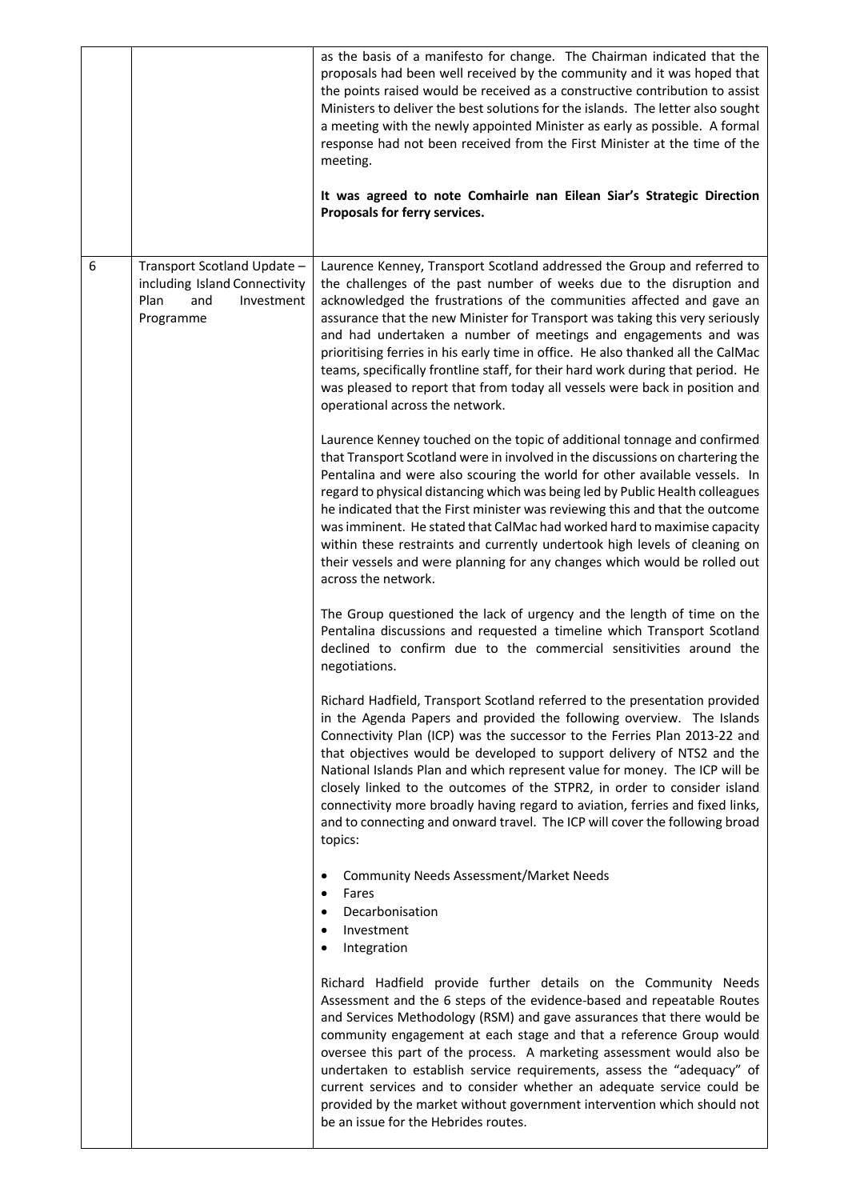| | | |
|---|---|---|
| | | as the basis of a manifesto for change. The Chairman indicated that the proposals had been well received by the community and it was hoped that the points raised would be received as a constructive contribution to assist Ministers to deliver the best solutions for the islands. The letter also sought a meeting with the newly appointed Minister as early as possible. A formal response had not been received from the First Minister at the time of the meeting.<br><br>**It was agreed to note Comhairle nan Eilean Siar's Strategic Direction Proposals for ferry services.** |
| 6 | Transport Scotland Update – including Island Connectivity Plan and Investment Programme | Laurence Kenney, Transport Scotland addressed the Group and referred to the challenges of the past number of weeks due to the disruption and acknowledged the frustrations of the communities affected and gave an assurance that the new Minister for Transport was taking this very seriously and had undertaken a number of meetings and engagements and was prioritising ferries in his early time in office. He also thanked all the CalMac teams, specifically frontline staff, for their hard work during that period. He was pleased to report that from today all vessels were back in position and operational across the network.<br><br>Laurence Kenney touched on the topic of additional tonnage and confirmed that Transport Scotland were in involved in the discussions on chartering the Pentalina and were also scouring the world for other available vessels. In regard to physical distancing which was being led by Public Health colleagues he indicated that the First minister was reviewing this and that the outcome was imminent. He stated that CalMac had worked hard to maximise capacity within these restraints and currently undertook high levels of cleaning on their vessels and were planning for any changes which would be rolled out across the network.<br><br>The Group questioned the lack of urgency and the length of time on the Pentalina discussions and requested a timeline which Transport Scotland declined to confirm due to the commercial sensitivities around the negotiations.<br><br>Richard Hadfield, Transport Scotland referred to the presentation provided in the Agenda Papers and provided the following overview. The Islands Connectivity Plan (ICP) was the successor to the Ferries Plan 2013-22 and that objectives would be developed to support delivery of NTS2 and the National Islands Plan and which represent value for money. The ICP will be closely linked to the outcomes of the STPR2, in order to consider island connectivity more broadly having regard to aviation, ferries and fixed links, and to connecting and onward travel. The ICP will cover the following broad topics:<br><br>• Community Needs Assessment/Market Needs<br>• Fares<br>• Decarbonisation<br>• Investment<br>• Integration<br><br>Richard Hadfield provide further details on the Community Needs Assessment and the 6 steps of the evidence-based and repeatable Routes and Services Methodology (RSM) and gave assurances that there would be community engagement at each stage and that a reference Group would oversee this part of the process. A marketing assessment would also be undertaken to establish service requirements, assess the "adequacy" of current services and to consider whether an adequate service could be provided by the market without government intervention which should not be an issue for the Hebrides routes. |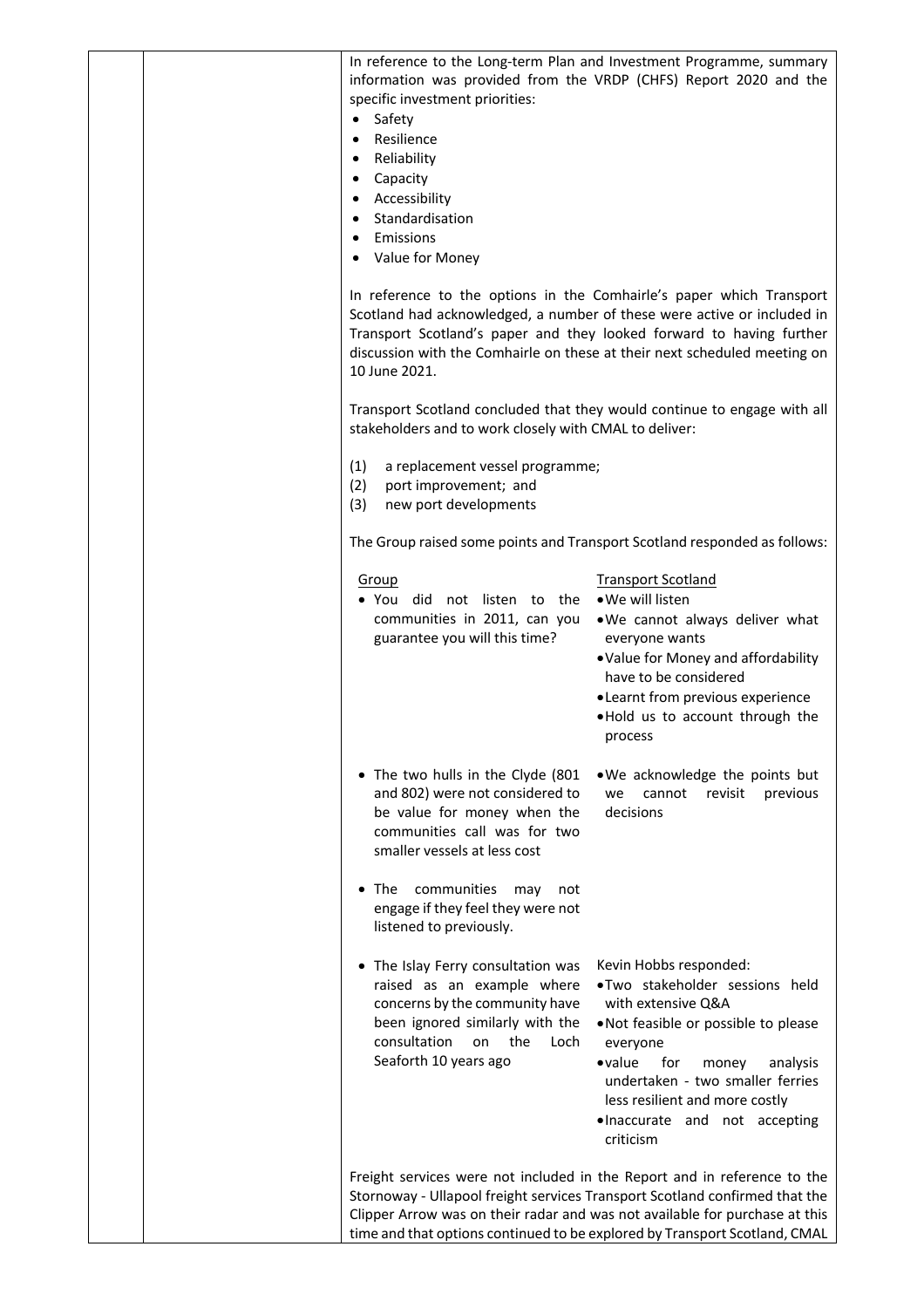In reference to the Long-term Plan and Investment Programme, summary information was provided from the VRDP (CHFS) Report 2020 and the specific investment priorities:

- Safety
- Resilience
- Reliability
- Capacity
- Accessibility
- Standardisation
- Emissions
- Value for Money

In reference to the options in the Comhairle's paper which Transport Scotland had acknowledged, a number of these were active or included in Transport Scotland's paper and they looked forward to having further discussion with the Comhairle on these at their next scheduled meeting on 10 June 2021.

Transport Scotland concluded that they would continue to engage with all stakeholders and to work closely with CMAL to deliver:

(1) a replacement vessel programme;
(2) port improvement; and
(3) new port developments

The Group raised some points and Transport Scotland responded as follows:

| Group | Transport Scotland |
|---|---|
| • You did not listen to the communities in 2011, can you guarantee you will this time? | • We will listen<br>• We cannot always deliver what everyone wants<br>• Value for Money and affordability have to be considered<br>• Learnt from previous experience<br>• Hold us to account through the process |
| • The two hulls in the Clyde (801 and 802) were not considered to be value for money when the communities call was for two smaller vessels at less cost | • We acknowledge the points but we cannot revisit previous decisions |
| • The communities may not engage if they feel they were not listened to previously. | |
| • The Islay Ferry consultation was raised as an example where concerns by the community have been ignored similarly with the consultation on the Loch Seaforth 10 years ago | Kevin Hobbs responded:<br>• Two stakeholder sessions held with extensive Q&A<br>• Not feasible or possible to please everyone<br>• value for money analysis undertaken - two smaller ferries less resilient and more costly<br>• Inaccurate and not accepting criticism |

Freight services were not included in the Report and in reference to the Stornoway - Ullapool freight services Transport Scotland confirmed that the Clipper Arrow was on their radar and was not available for purchase at this time and that options continued to be explored by Transport Scotland, CMAL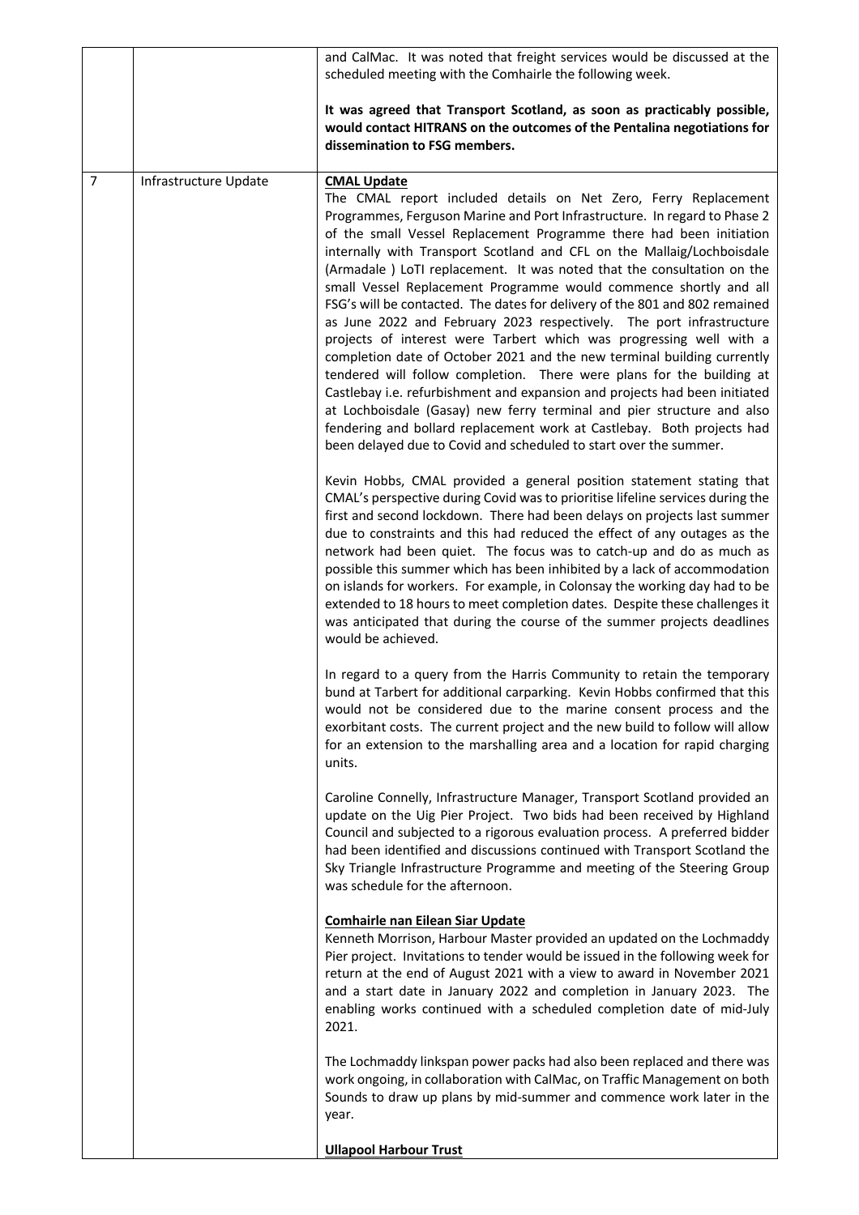| | | |
|---|---|---|
| | | and CalMac. It was noted that freight services would be discussed at the scheduled meeting with the Comhairle the following week.<br><br>**It was agreed that Transport Scotland, as soon as practicably possible, would contact HITRANS on the outcomes of the Pentalina negotiations for dissemination to FSG members.** |
| 7 | Infrastructure Update | **CMAL Update**<br>The CMAL report included details on Net Zero, Ferry Replacement Programmes, Ferguson Marine and Port Infrastructure. In regard to Phase 2 of the small Vessel Replacement Programme there had been initiation internally with Transport Scotland and CFL on the Mallaig/Lochboisdale (Armadale ) LoTI replacement. It was noted that the consultation on the small Vessel Replacement Programme would commence shortly and all FSG's will be contacted. The dates for delivery of the 801 and 802 remained as June 2022 and February 2023 respectively. The port infrastructure projects of interest were Tarbert which was progressing well with a completion date of October 2021 and the new terminal building currently tendered will follow completion. There were plans for the building at Castlebay i.e. refurbishment and expansion and projects had been initiated at Lochboisdale (Gasay) new ferry terminal and pier structure and also fendering and bollard replacement work at Castlebay. Both projects had been delayed due to Covid and scheduled to start over the summer.<br><br>Kevin Hobbs, CMAL provided a general position statement stating that CMAL's perspective during Covid was to prioritise lifeline services during the first and second lockdown. There had been delays on projects last summer due to constraints and this had reduced the effect of any outages as the network had been quiet. The focus was to catch-up and do as much as possible this summer which has been inhibited by a lack of accommodation on islands for workers. For example, in Colonsay the working day had to be extended to 18 hours to meet completion dates. Despite these challenges it was anticipated that during the course of the summer projects deadlines would be achieved.<br><br>In regard to a query from the Harris Community to retain the temporary bund at Tarbert for additional carparking. Kevin Hobbs confirmed that this would not be considered due to the marine consent process and the exorbitant costs. The current project and the new build to follow will allow for an extension to the marshalling area and a location for rapid charging units.<br><br>Caroline Connelly, Infrastructure Manager, Transport Scotland provided an update on the Uig Pier Project. Two bids had been received by Highland Council and subjected to a rigorous evaluation process. A preferred bidder had been identified and discussions continued with Transport Scotland the Sky Triangle Infrastructure Programme and meeting of the Steering Group was schedule for the afternoon.<br><br>**Comhairle nan Eilean Siar Update**<br>Kenneth Morrison, Harbour Master provided an updated on the Lochmaddy Pier project. Invitations to tender would be issued in the following week for return at the end of August 2021 with a view to award in November 2021 and a start date in January 2022 and completion in January 2023. The enabling works continued with a scheduled completion date of mid-July 2021.<br><br>The Lochmaddy linkspan power packs had also been replaced and there was work ongoing, in collaboration with CalMac, on Traffic Management on both Sounds to draw up plans by mid-summer and commence work later in the year.<br><br>**Ullapool Harbour Trust** |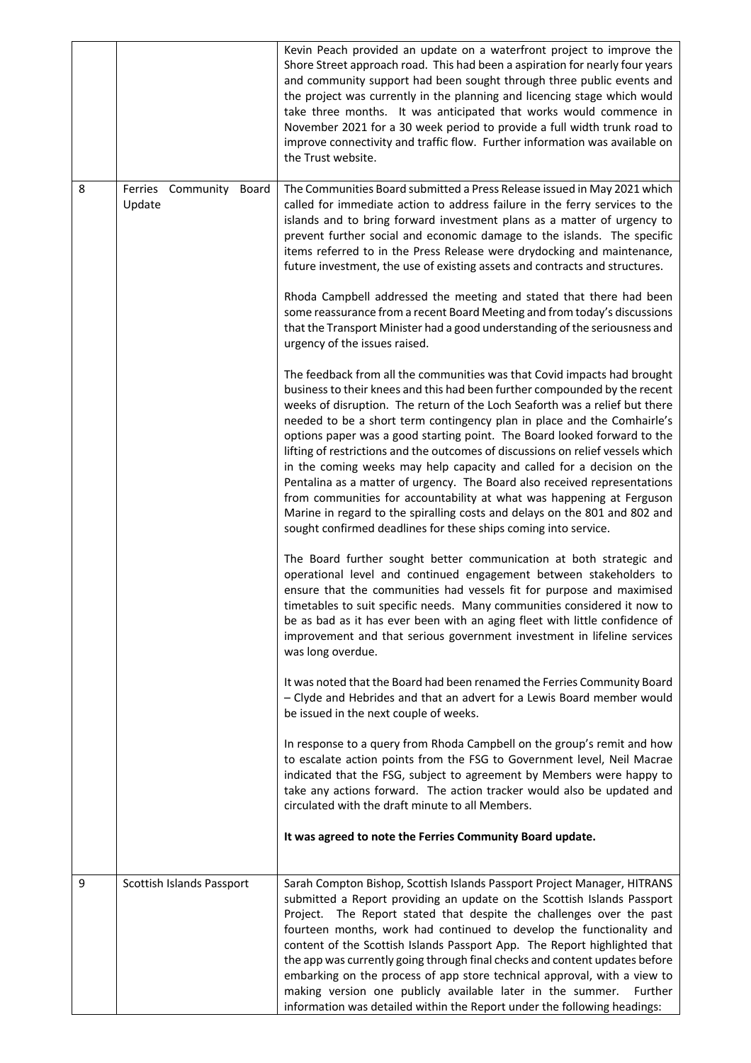| | | |
|---|---|---|
| | | Kevin Peach provided an update on a waterfront project to improve the Shore Street approach road. This had been a aspiration for nearly four years and community support had been sought through three public events and the project was currently in the planning and licencing stage which would take three months. It was anticipated that works would commence in November 2021 for a 30 week period to provide a full width trunk road to improve connectivity and traffic flow. Further information was available on the Trust website. |
| 8 | Ferries Community Board Update | The Communities Board submitted a Press Release issued in May 2021 which called for immediate action to address failure in the ferry services to the islands and to bring forward investment plans as a matter of urgency to prevent further social and economic damage to the islands. The specific items referred to in the Press Release were drydocking and maintenance, future investment, the use of existing assets and contracts and structures.<br><br>Rhoda Campbell addressed the meeting and stated that there had been some reassurance from a recent Board Meeting and from today's discussions that the Transport Minister had a good understanding of the seriousness and urgency of the issues raised.<br><br>The feedback from all the communities was that Covid impacts had brought business to their knees and this had been further compounded by the recent weeks of disruption. The return of the Loch Seaforth was a relief but there needed to be a short term contingency plan in place and the Comhairle's options paper was a good starting point. The Board looked forward to the lifting of restrictions and the outcomes of discussions on relief vessels which in the coming weeks may help capacity and called for a decision on the Pentalina as a matter of urgency. The Board also received representations from communities for accountability at what was happening at Ferguson Marine in regard to the spiralling costs and delays on the 801 and 802 and sought confirmed deadlines for these ships coming into service.<br><br>The Board further sought better communication at both strategic and operational level and continued engagement between stakeholders to ensure that the communities had vessels fit for purpose and maximised timetables to suit specific needs. Many communities considered it now to be as bad as it has ever been with an aging fleet with little confidence of improvement and that serious government investment in lifeline services was long overdue.<br><br>It was noted that the Board had been renamed the Ferries Community Board – Clyde and Hebrides and that an advert for a Lewis Board member would be issued in the next couple of weeks.<br><br>In response to a query from Rhoda Campbell on the group's remit and how to escalate action points from the FSG to Government level, Neil Macrae indicated that the FSG, subject to agreement by Members were happy to take any actions forward. The action tracker would also be updated and circulated with the draft minute to all Members.<br><br>**It was agreed to note the Ferries Community Board update.** |
| 9 | Scottish Islands Passport | Sarah Compton Bishop, Scottish Islands Passport Project Manager, HITRANS submitted a Report providing an update on the Scottish Islands Passport Project. The Report stated that despite the challenges over the past fourteen months, work had continued to develop the functionality and content of the Scottish Islands Passport App. The Report highlighted that the app was currently going through final checks and content updates before embarking on the process of app store technical approval, with a view to making version one publicly available later in the summer. Further information was detailed within the Report under the following headings: |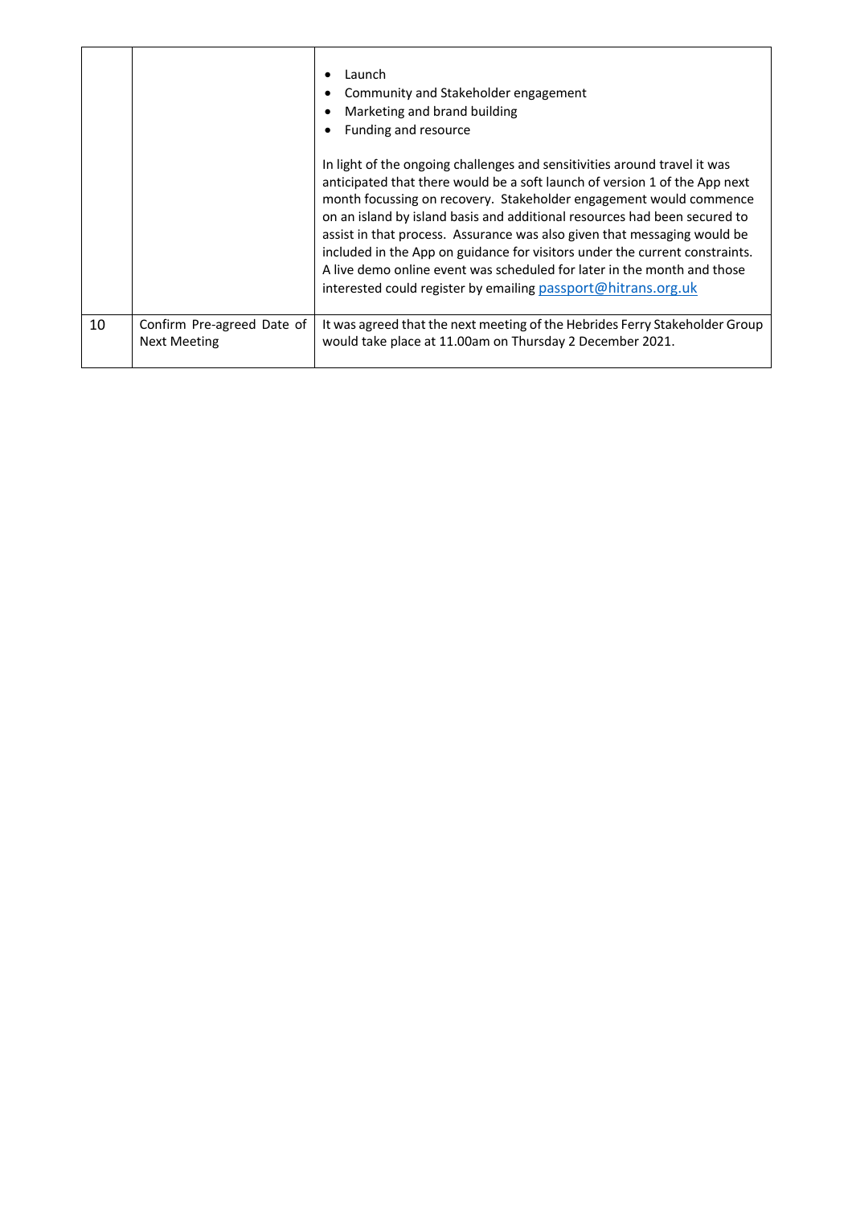| | | |
|---|---|---|
| | | • Launch<br>• Community and Stakeholder engagement<br>• Marketing and brand building<br>• Funding and resource<br><br>In light of the ongoing challenges and sensitivities around travel it was anticipated that there would be a soft launch of version 1 of the App next month focussing on recovery. Stakeholder engagement would commence on an island by island basis and additional resources had been secured to assist in that process. Assurance was also given that messaging would be included in the App on guidance for visitors under the current constraints. A live demo online event was scheduled for later in the month and those interested could register by emailing passport@hitrans.org.uk |
| 10 | Confirm Pre-agreed Date of Next Meeting | It was agreed that the next meeting of the Hebrides Ferry Stakeholder Group would take place at 11.00am on Thursday 2 December 2021. |